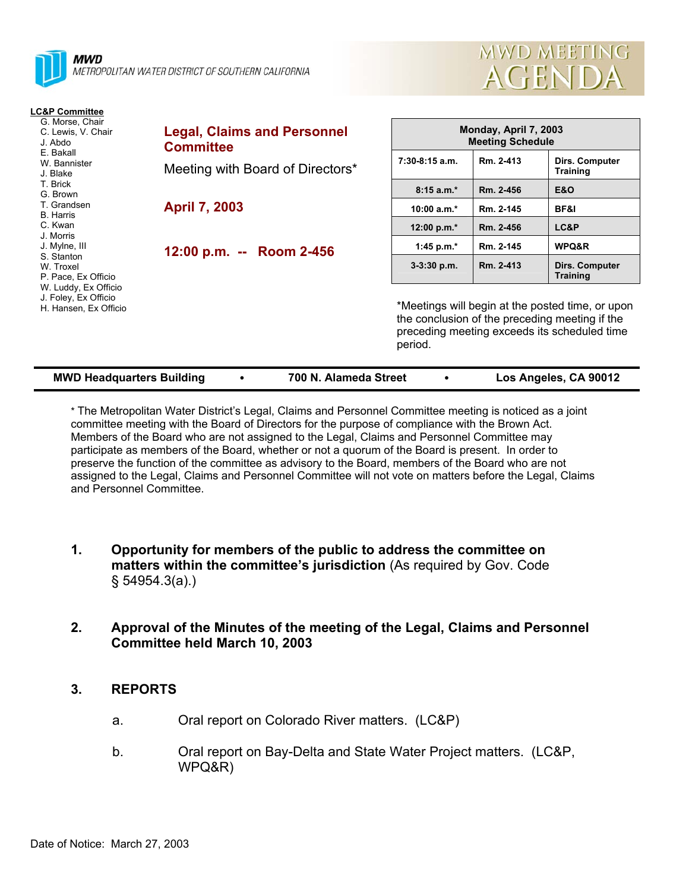**MWD**
*METROPOLITAN WATER DISTRICT OF SOUTHERN CALIFORNIA*

# MWD MEETING AGENDA

**LC&P Committee**
G. Morse, Chair
C. Lewis, V. Chair
J. Abdo
E. Bakall
W. Bannister
J. Blake
T. Brick
G. Brown
T. Grandsen
B. Harris
C. Kwan
J. Morris
J. Mylne, III
S. Stanton
W. Troxel
P. Pace, Ex Officio
W. Luddy, Ex Officio
J. Foley, Ex Officio
H. Hansen, Ex Officio

## Legal, Claims and Personnel Committee

Meeting with Board of Directors*

**April 7, 2003**

**12:00 p.m. -- Room 2-456**

| Monday, April 7, 2003 Meeting Schedule | | |
|---|---|---|
| 7:30-8:15 a.m. | Rm. 2-413 | Dirs. Computer Training |
| 8:15 a.m.* | Rm. 2-456 | E&O |
| 10:00 a.m.* | Rm. 2-145 | BF&I |
| 12:00 p.m.* | Rm. 2-456 | LC&P |
| 1:45 p.m.* | Rm. 2-145 | WPQ&R |
| 3-3:30 p.m. | Rm. 2-413 | Dirs. Computer Training |

*Meetings will begin at the posted time, or upon the conclusion of the preceding meeting if the preceding meeting exceeds its scheduled time period.

**MWD Headquarters Building • 700 N. Alameda Street • Los Angeles, CA 90012**

* The Metropolitan Water District's Legal, Claims and Personnel Committee meeting is noticed as a joint committee meeting with the Board of Directors for the purpose of compliance with the Brown Act. Members of the Board who are not assigned to the Legal, Claims and Personnel Committee may participate as members of the Board, whether or not a quorum of the Board is present. In order to preserve the function of the committee as advisory to the Board, members of the Board who are not assigned to the Legal, Claims and Personnel Committee will not vote on matters before the Legal, Claims and Personnel Committee.

1. **Opportunity for members of the public to address the committee on matters within the committee's jurisdiction** (As required by Gov. Code § 54954.3(a).)

2. **Approval of the Minutes of the meeting of the Legal, Claims and Personnel Committee held March 10, 2003**

3. **REPORTS**

   a. Oral report on Colorado River matters. (LC&P)

   b. Oral report on Bay-Delta and State Water Project matters. (LC&P, WPQ&R)

Date of Notice: March 27, 2003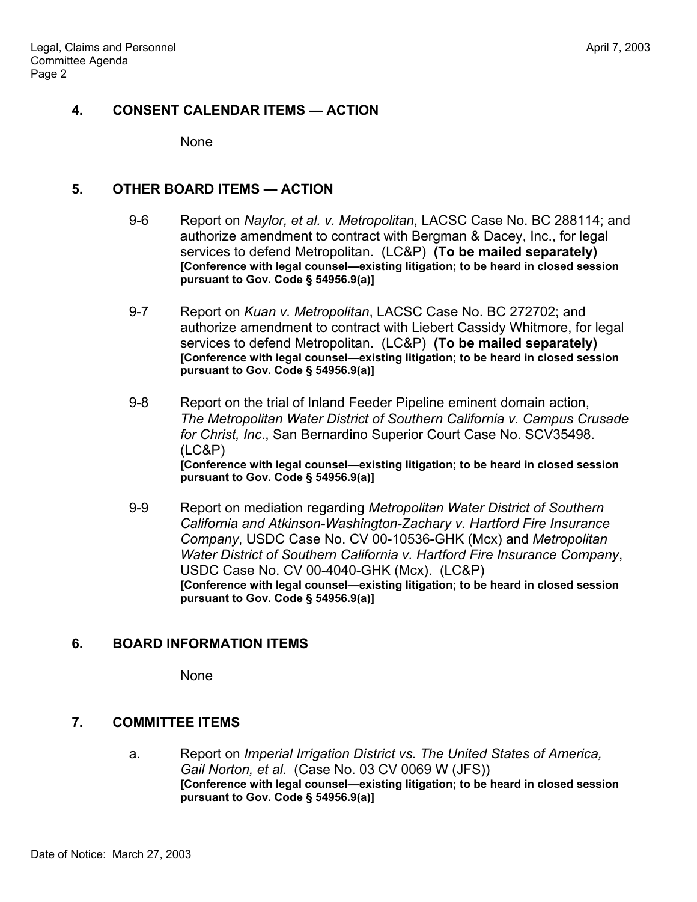## 4. CONSENT CALENDAR ITEMS — ACTION

None

## 5. OTHER BOARD ITEMS — ACTION

9-6 Report on *Naylor, et al. v. Metropolitan*, LACSC Case No. BC 288114; and authorize amendment to contract with Bergman & Dacey, Inc., for legal services to defend Metropolitan. (LC&P) **(To be mailed separately)**
**[Conference with legal counsel—existing litigation; to be heard in closed session pursuant to Gov. Code § 54956.9(a)]**

9-7 Report on *Kuan v. Metropolitan*, LACSC Case No. BC 272702; and authorize amendment to contract with Liebert Cassidy Whitmore, for legal services to defend Metropolitan. (LC&P) **(To be mailed separately)**
**[Conference with legal counsel—existing litigation; to be heard in closed session pursuant to Gov. Code § 54956.9(a)]**

9-8 Report on the trial of Inland Feeder Pipeline eminent domain action, *The Metropolitan Water District of Southern California v. Campus Crusade for Christ, Inc.*, San Bernardino Superior Court Case No. SCV35498. (LC&P)
**[Conference with legal counsel—existing litigation; to be heard in closed session pursuant to Gov. Code § 54956.9(a)]**

9-9 Report on mediation regarding *Metropolitan Water District of Southern California and Atkinson-Washington-Zachary v. Hartford Fire Insurance Company*, USDC Case No. CV 00-10536-GHK (Mcx) and *Metropolitan Water District of Southern California v. Hartford Fire Insurance Company*, USDC Case No. CV 00-4040-GHK (Mcx). (LC&P)
**[Conference with legal counsel—existing litigation; to be heard in closed session pursuant to Gov. Code § 54956.9(a)]**

## 6. BOARD INFORMATION ITEMS

None

## 7. COMMITTEE ITEMS

a. Report on *Imperial Irrigation District vs. The United States of America, Gail Norton, et al.* (Case No. 03 CV 0069 W (JFS))
**[Conference with legal counsel—existing litigation; to be heard in closed session pursuant to Gov. Code § 54956.9(a)]**

Date of Notice: March 27, 2003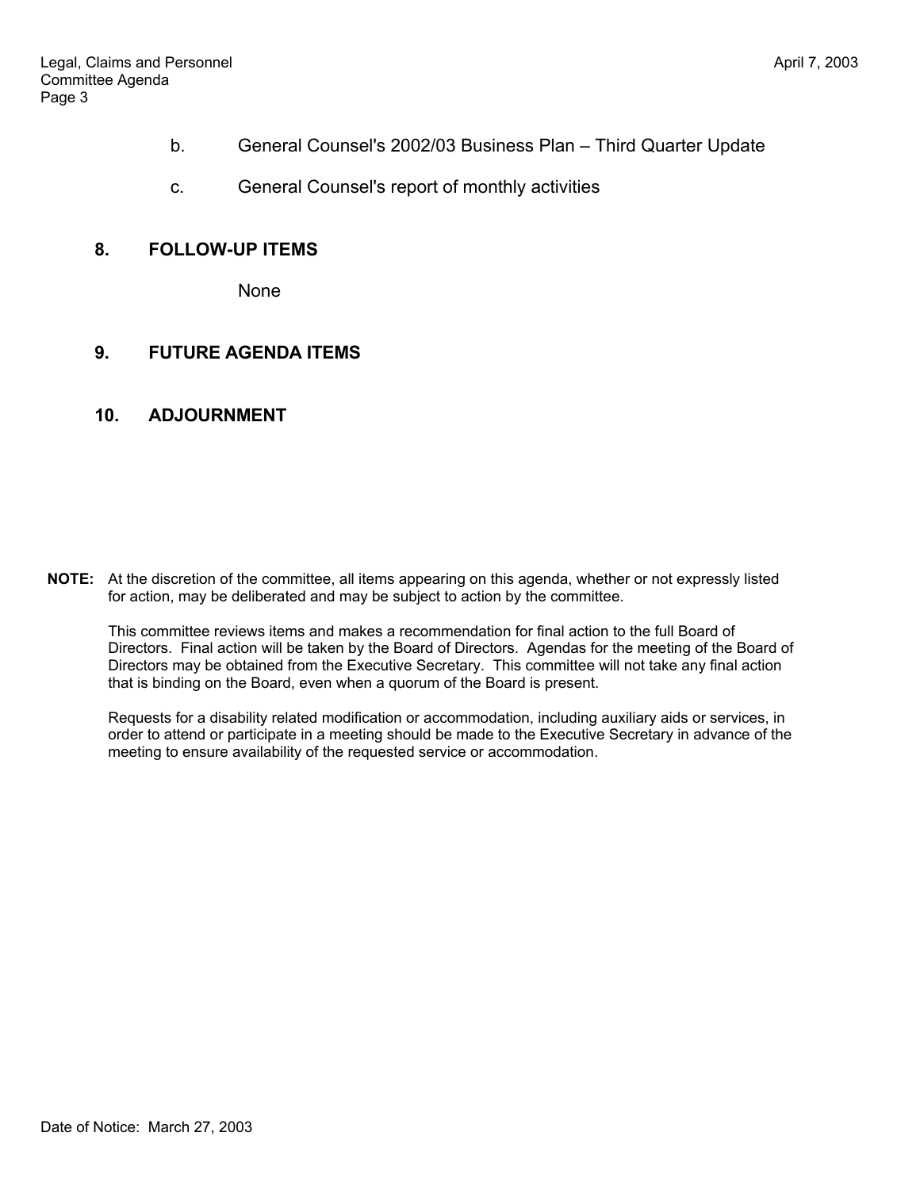b. General Counsel's 2002/03 Business Plan – Third Quarter Update

c. General Counsel's report of monthly activities

## 8. FOLLOW-UP ITEMS

None

## 9. FUTURE AGENDA ITEMS

## 10. ADJOURNMENT

**NOTE:** At the discretion of the committee, all items appearing on this agenda, whether or not expressly listed for action, may be deliberated and may be subject to action by the committee.

This committee reviews items and makes a recommendation for final action to the full Board of Directors. Final action will be taken by the Board of Directors. Agendas for the meeting of the Board of Directors may be obtained from the Executive Secretary. This committee will not take any final action that is binding on the Board, even when a quorum of the Board is present.

Requests for a disability related modification or accommodation, including auxiliary aids or services, in order to attend or participate in a meeting should be made to the Executive Secretary in advance of the meeting to ensure availability of the requested service or accommodation.

Date of Notice: March 27, 2003